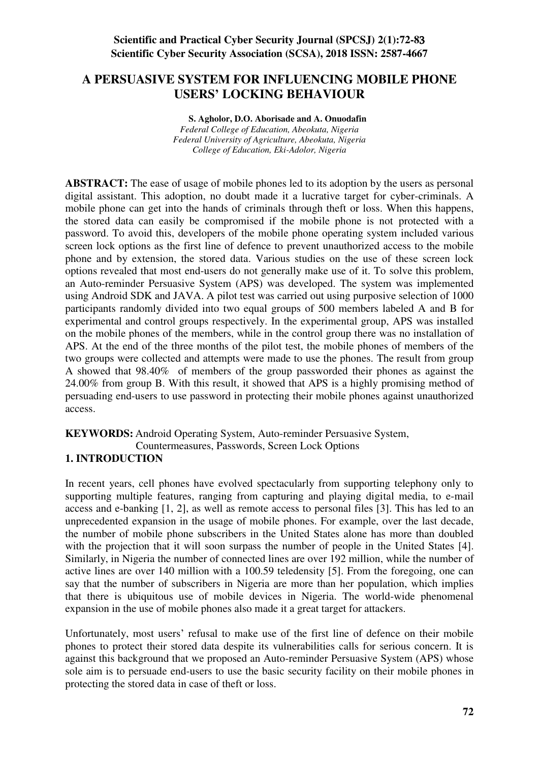# A PERSUASIVE SYSTEM FOR INFLUENCING MOBILE PHONE USERS' LOCKING BEHAVIOUR

**S. Agholor, D.O. Aborisade and A. Onuodafin**

*Federal College of Education, Abeokuta, Nigeria*
*Federal University of Agriculture, Abeokuta, Nigeria*
*College of Education, Eki-Adolor, Nigeria*

**ABSTRACT:** The ease of usage of mobile phones led to its adoption by the users as personal digital assistant. This adoption, no doubt made it a lucrative target for cyber-criminals. A mobile phone can get into the hands of criminals through theft or loss. When this happens, the stored data can easily be compromised if the mobile phone is not protected with a password. To avoid this, developers of the mobile phone operating system included various screen lock options as the first line of defence to prevent unauthorized access to the mobile phone and by extension, the stored data. Various studies on the use of these screen lock options revealed that most end-users do not generally make use of it. To solve this problem, an Auto-reminder Persuasive System (APS) was developed. The system was implemented using Android SDK and JAVA. A pilot test was carried out using purposive selection of 1000 participants randomly divided into two equal groups of 500 members labeled A and B for experimental and control groups respectively. In the experimental group, APS was installed on the mobile phones of the members, while in the control group there was no installation of APS. At the end of the three months of the pilot test, the mobile phones of members of the two groups were collected and attempts were made to use the phones. The result from group A showed that 98.40% of members of the group passworded their phones as against the 24.00% from group B. With this result, it showed that APS is a highly promising method of persuading end-users to use password in protecting their mobile phones against unauthorized access.

**KEYWORDS:** Android Operating System, Auto-reminder Persuasive System, Countermeasures, Passwords, Screen Lock Options

## 1. INTRODUCTION

In recent years, cell phones have evolved spectacularly from supporting telephony only to supporting multiple features, ranging from capturing and playing digital media, to e-mail access and e-banking [1, 2], as well as remote access to personal files [3]. This has led to an unprecedented expansion in the usage of mobile phones. For example, over the last decade, the number of mobile phone subscribers in the United States alone has more than doubled with the projection that it will soon surpass the number of people in the United States [4]. Similarly, in Nigeria the number of connected lines are over 192 million, while the number of active lines are over 140 million with a 100.59 teledensity [5]. From the foregoing, one can say that the number of subscribers in Nigeria are more than her population, which implies that there is ubiquitous use of mobile devices in Nigeria. The world-wide phenomenal expansion in the use of mobile phones also made it a great target for attackers.

Unfortunately, most users' refusal to make use of the first line of defence on their mobile phones to protect their stored data despite its vulnerabilities calls for serious concern. It is against this background that we proposed an Auto-reminder Persuasive System (APS) whose sole aim is to persuade end-users to use the basic security facility on their mobile phones in protecting the stored data in case of theft or loss.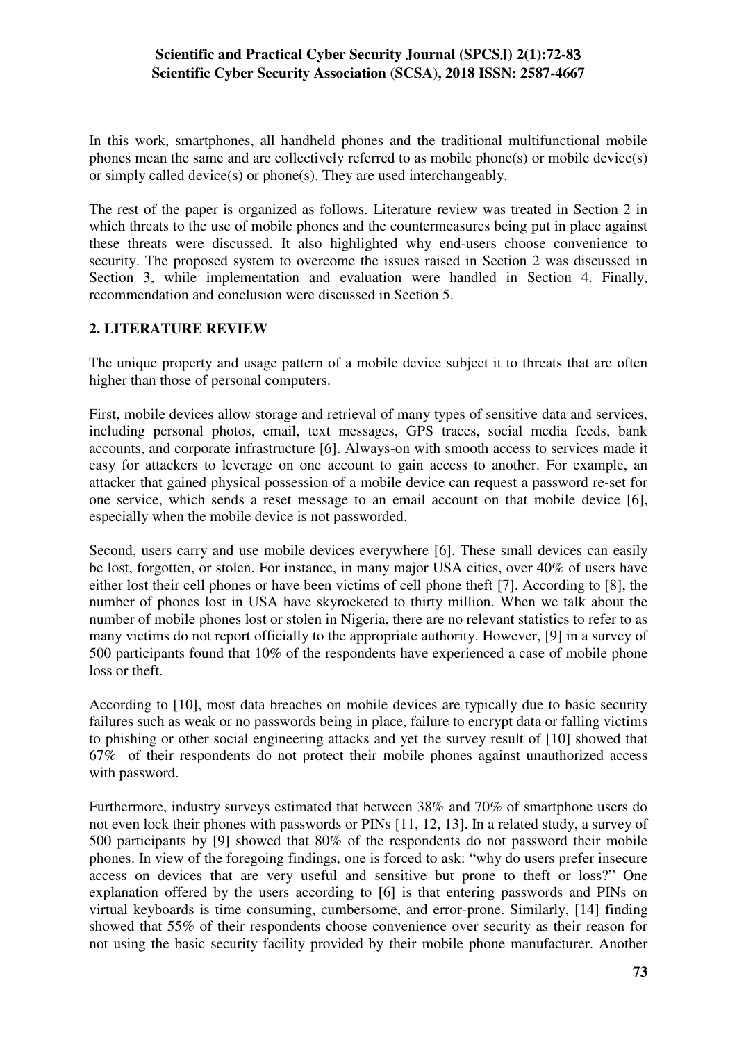In this work, smartphones, all handheld phones and the traditional multifunctional mobile phones mean the same and are collectively referred to as mobile phone(s) or mobile device(s) or simply called device(s) or phone(s). They are used interchangeably.

The rest of the paper is organized as follows. Literature review was treated in Section 2 in which threats to the use of mobile phones and the countermeasures being put in place against these threats were discussed. It also highlighted why end-users choose convenience to security. The proposed system to overcome the issues raised in Section 2 was discussed in Section 3, while implementation and evaluation were handled in Section 4. Finally, recommendation and conclusion were discussed in Section 5.

## 2. LITERATURE REVIEW

The unique property and usage pattern of a mobile device subject it to threats that are often higher than those of personal computers.

First, mobile devices allow storage and retrieval of many types of sensitive data and services, including personal photos, email, text messages, GPS traces, social media feeds, bank accounts, and corporate infrastructure [6]. Always-on with smooth access to services made it easy for attackers to leverage on one account to gain access to another. For example, an attacker that gained physical possession of a mobile device can request a password re-set for one service, which sends a reset message to an email account on that mobile device [6], especially when the mobile device is not passworded.

Second, users carry and use mobile devices everywhere [6]. These small devices can easily be lost, forgotten, or stolen. For instance, in many major USA cities, over 40% of users have either lost their cell phones or have been victims of cell phone theft [7]. According to [8], the number of phones lost in USA have skyrocketed to thirty million. When we talk about the number of mobile phones lost or stolen in Nigeria, there are no relevant statistics to refer to as many victims do not report officially to the appropriate authority. However, [9] in a survey of 500 participants found that 10% of the respondents have experienced a case of mobile phone loss or theft.

According to [10], most data breaches on mobile devices are typically due to basic security failures such as weak or no passwords being in place, failure to encrypt data or falling victims to phishing or other social engineering attacks and yet the survey result of [10] showed that 67% of their respondents do not protect their mobile phones against unauthorized access with password.

Furthermore, industry surveys estimated that between 38% and 70% of smartphone users do not even lock their phones with passwords or PINs [11, 12, 13]. In a related study, a survey of 500 participants by [9] showed that 80% of the respondents do not password their mobile phones. In view of the foregoing findings, one is forced to ask: "why do users prefer insecure access on devices that are very useful and sensitive but prone to theft or loss?" One explanation offered by the users according to [6] is that entering passwords and PINs on virtual keyboards is time consuming, cumbersome, and error-prone. Similarly, [14] finding showed that 55% of their respondents choose convenience over security as their reason for not using the basic security facility provided by their mobile phone manufacturer. Another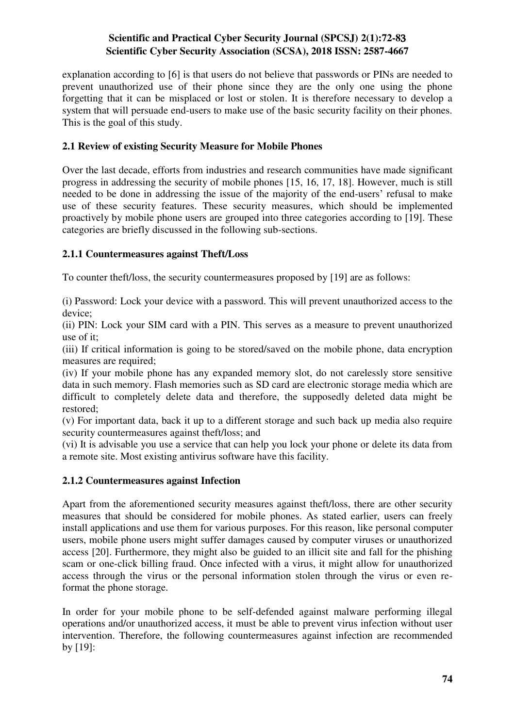explanation according to [6] is that users do not believe that passwords or PINs are needed to prevent unauthorized use of their phone since they are the only one using the phone forgetting that it can be misplaced or lost or stolen. It is therefore necessary to develop a system that will persuade end-users to make use of the basic security facility on their phones. This is the goal of this study.

### 2.1 Review of existing Security Measure for Mobile Phones

Over the last decade, efforts from industries and research communities have made significant progress in addressing the security of mobile phones [15, 16, 17, 18]. However, much is still needed to be done in addressing the issue of the majority of the end-users' refusal to make use of these security features. These security measures, which should be implemented proactively by mobile phone users are grouped into three categories according to [19]. These categories are briefly discussed in the following sub-sections.

#### 2.1.1 Countermeasures against Theft/Loss

To counter theft/loss, the security countermeasures proposed by [19] are as follows:

(i) Password: Lock your device with a password. This will prevent unauthorized access to the device;
(ii) PIN: Lock your SIM card with a PIN. This serves as a measure to prevent unauthorized use of it;
(iii) If critical information is going to be stored/saved on the mobile phone, data encryption measures are required;
(iv) If your mobile phone has any expanded memory slot, do not carelessly store sensitive data in such memory. Flash memories such as SD card are electronic storage media which are difficult to completely delete data and therefore, the supposedly deleted data might be restored;
(v) For important data, back it up to a different storage and such back up media also require security countermeasures against theft/loss; and
(vi) It is advisable you use a service that can help you lock your phone or delete its data from a remote site. Most existing antivirus software have this facility.

#### 2.1.2 Countermeasures against Infection

Apart from the aforementioned security measures against theft/loss, there are other security measures that should be considered for mobile phones. As stated earlier, users can freely install applications and use them for various purposes. For this reason, like personal computer users, mobile phone users might suffer damages caused by computer viruses or unauthorized access [20]. Furthermore, they might also be guided to an illicit site and fall for the phishing scam or one-click billing fraud. Once infected with a virus, it might allow for unauthorized access through the virus or the personal information stolen through the virus or even re-format the phone storage.

In order for your mobile phone to be self-defended against malware performing illegal operations and/or unauthorized access, it must be able to prevent virus infection without user intervention. Therefore, the following countermeasures against infection are recommended by [19]: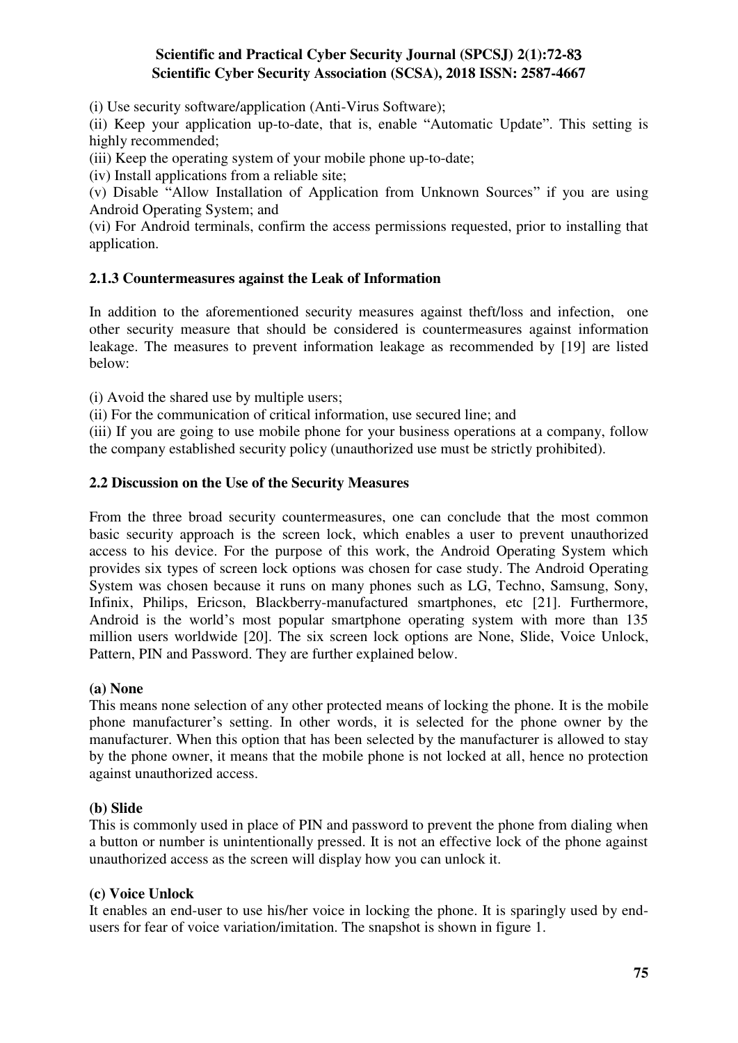(i) Use security software/application (Anti-Virus Software);

(ii) Keep your application up-to-date, that is, enable "Automatic Update". This setting is highly recommended;

(iii) Keep the operating system of your mobile phone up-to-date;

(iv) Install applications from a reliable site;

(v) Disable "Allow Installation of Application from Unknown Sources" if you are using Android Operating System; and

(vi) For Android terminals, confirm the access permissions requested, prior to installing that application.

### 2.1.3 Countermeasures against the Leak of Information

In addition to the aforementioned security measures against theft/loss and infection, one other security measure that should be considered is countermeasures against information leakage. The measures to prevent information leakage as recommended by [19] are listed below:

(i) Avoid the shared use by multiple users;

(ii) For the communication of critical information, use secured line; and

(iii) If you are going to use mobile phone for your business operations at a company, follow the company established security policy (unauthorized use must be strictly prohibited).

## 2.2 Discussion on the Use of the Security Measures

From the three broad security countermeasures, one can conclude that the most common basic security approach is the screen lock, which enables a user to prevent unauthorized access to his device. For the purpose of this work, the Android Operating System which provides six types of screen lock options was chosen for case study. The Android Operating System was chosen because it runs on many phones such as LG, Techno, Samsung, Sony, Infinix, Philips, Ericson, Blackberry-manufactured smartphones, etc [21]. Furthermore, Android is the world's most popular smartphone operating system with more than 135 million users worldwide [20]. The six screen lock options are None, Slide, Voice Unlock, Pattern, PIN and Password. They are further explained below.

**(a) None**

This means none selection of any other protected means of locking the phone. It is the mobile phone manufacturer's setting. In other words, it is selected for the phone owner by the manufacturer. When this option that has been selected by the manufacturer is allowed to stay by the phone owner, it means that the mobile phone is not locked at all, hence no protection against unauthorized access.

**(b) Slide**

This is commonly used in place of PIN and password to prevent the phone from dialing when a button or number is unintentionally pressed. It is not an effective lock of the phone against unauthorized access as the screen will display how you can unlock it.

**(c) Voice Unlock**

It enables an end-user to use his/her voice in locking the phone. It is sparingly used by end-users for fear of voice variation/imitation. The snapshot is shown in figure 1.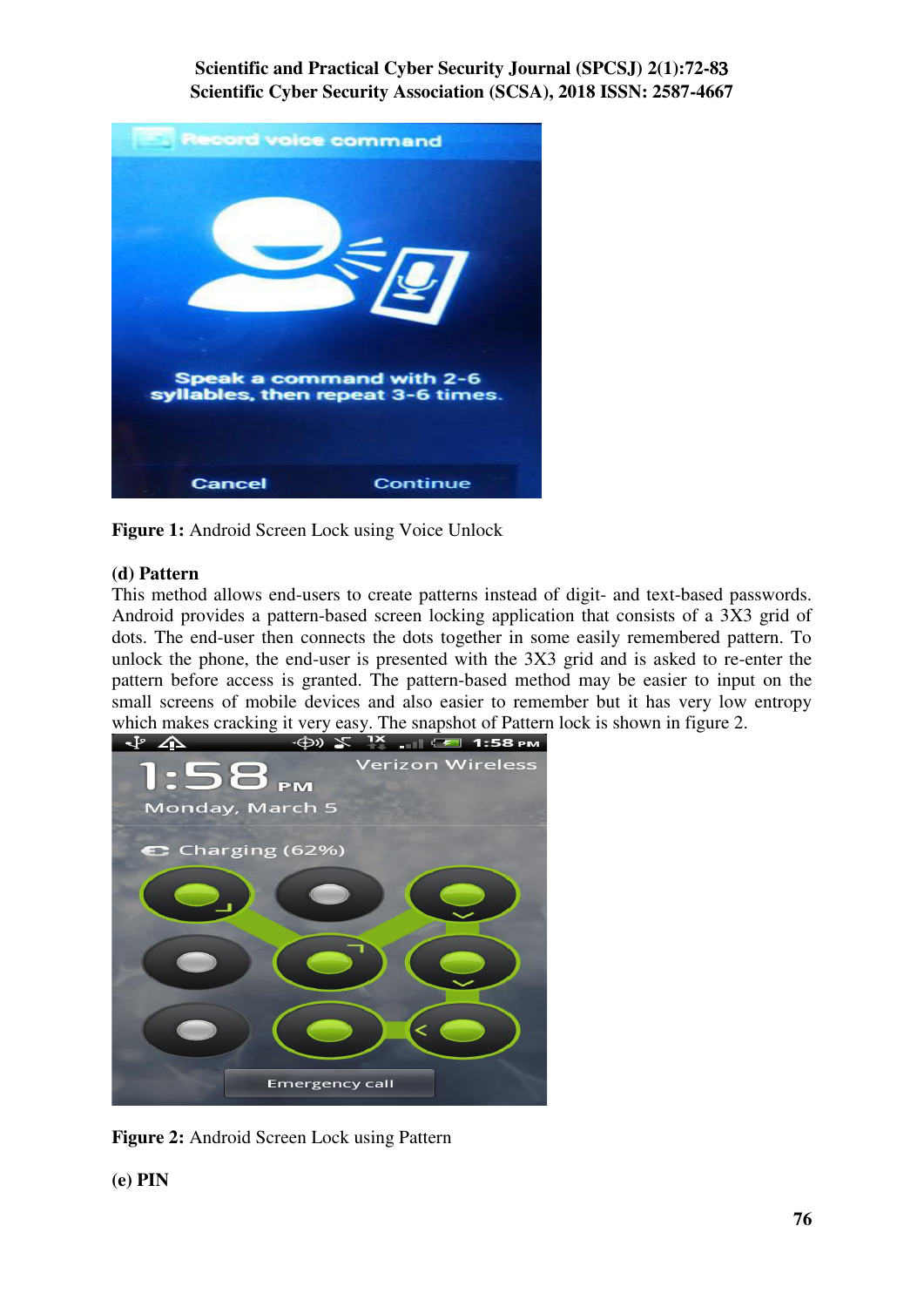**Figure 1:** Android Screen Lock using Voice Unlock

**(d) Pattern**

This method allows end-users to create patterns instead of digit- and text-based passwords. Android provides a pattern-based screen locking application that consists of a 3X3 grid of dots. The end-user then connects the dots together in some easily remembered pattern. To unlock the phone, the end-user is presented with the 3X3 grid and is asked to re-enter the pattern before access is granted. The pattern-based method may be easier to input on the small screens of mobile devices and also easier to remember but it has very low entropy which makes cracking it very easy. The snapshot of Pattern lock is shown in figure 2.

**Figure 2:** Android Screen Lock using Pattern

**(e) PIN**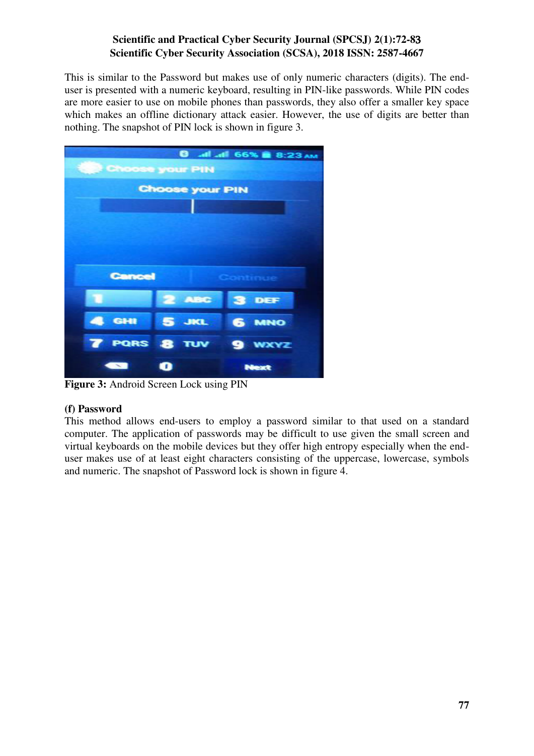This is similar to the Password but makes use of only numeric characters (digits). The end-user is presented with a numeric keyboard, resulting in PIN-like passwords. While PIN codes are more easier to use on mobile phones than passwords, they also offer a smaller key space which makes an offline dictionary attack easier. However, the use of digits are better than nothing. The snapshot of PIN lock is shown in figure 3.

**Figure 3:** Android Screen Lock using PIN

**(f) Password**

This method allows end-users to employ a password similar to that used on a standard computer. The application of passwords may be difficult to use given the small screen and virtual keyboards on the mobile devices but they offer high entropy especially when the end-user makes use of at least eight characters consisting of the uppercase, lowercase, symbols and numeric. The snapshot of Password lock is shown in figure 4.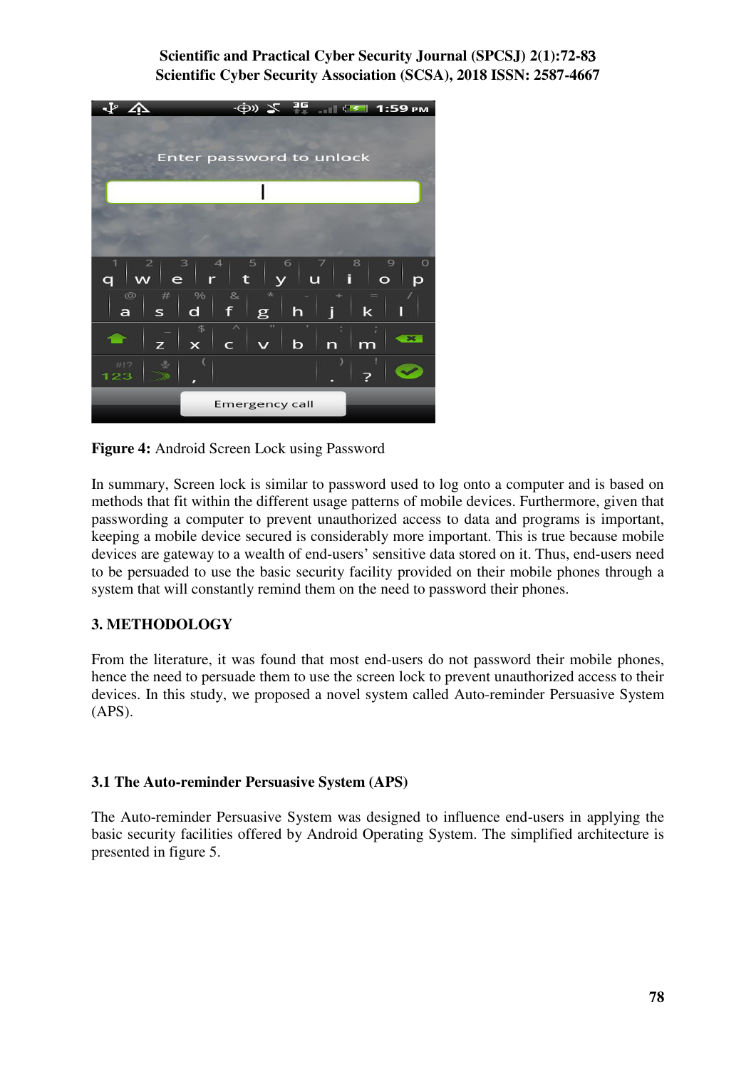**Figure 4:** Android Screen Lock using Password

In summary, Screen lock is similar to password used to log onto a computer and is based on methods that fit within the different usage patterns of mobile devices. Furthermore, given that passwording a computer to prevent unauthorized access to data and programs is important, keeping a mobile device secured is considerably more important. This is true because mobile devices are gateway to a wealth of end-users' sensitive data stored on it. Thus, end-users need to be persuaded to use the basic security facility provided on their mobile phones through a system that will constantly remind them on the need to password their phones.

## 3. METHODOLOGY

From the literature, it was found that most end-users do not password their mobile phones, hence the need to persuade them to use the screen lock to prevent unauthorized access to their devices. In this study, we proposed a novel system called Auto-reminder Persuasive System (APS).

### 3.1 The Auto-reminder Persuasive System (APS)

The Auto-reminder Persuasive System was designed to influence end-users in applying the basic security facilities offered by Android Operating System. The simplified architecture is presented in figure 5.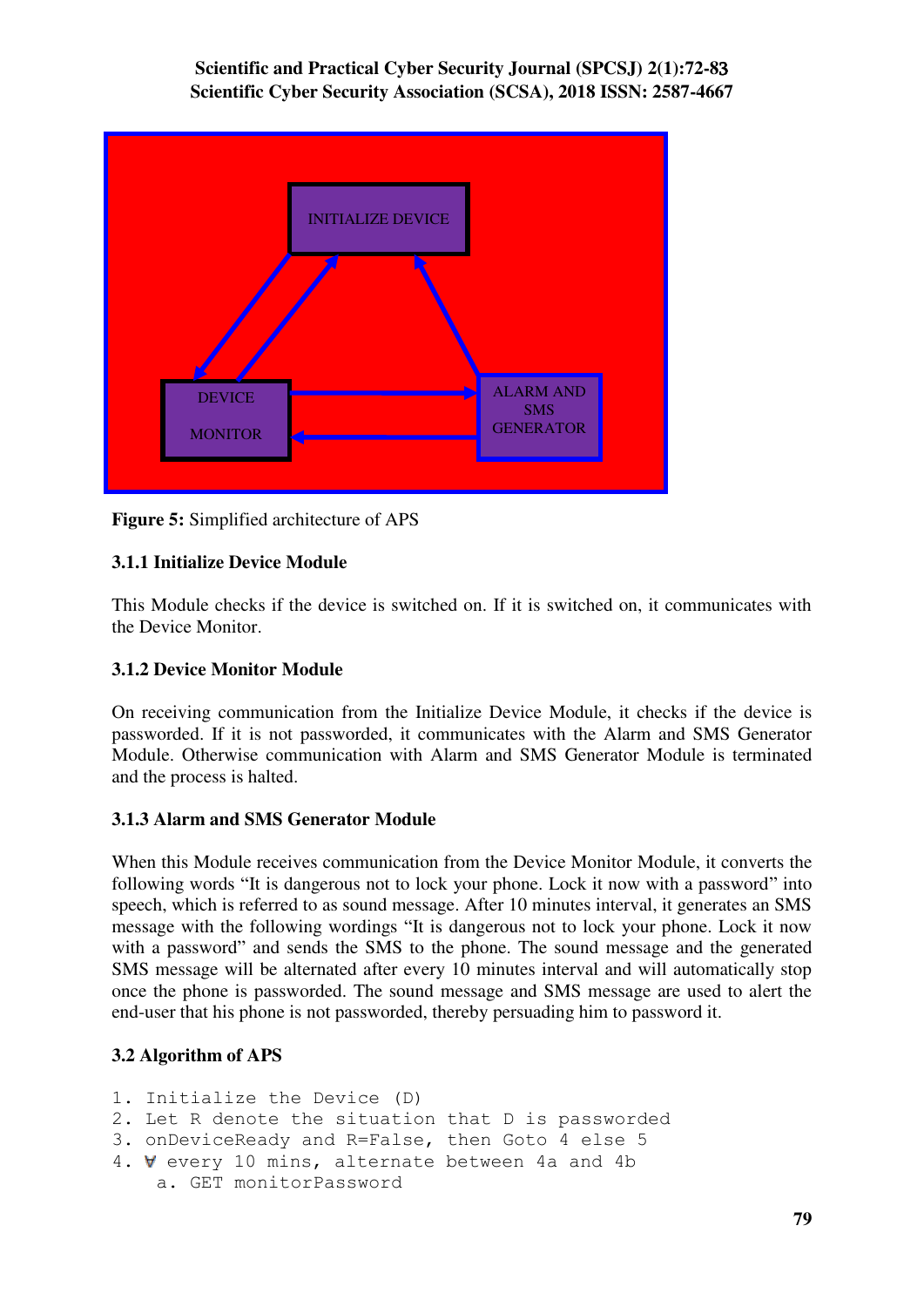**Figure 5:** Simplified architecture of APS

### 3.1.1 Initialize Device Module

This Module checks if the device is switched on. If it is switched on, it communicates with the Device Monitor.

### 3.1.2 Device Monitor Module

On receiving communication from the Initialize Device Module, it checks if the device is passworded. If it is not passworded, it communicates with the Alarm and SMS Generator Module. Otherwise communication with Alarm and SMS Generator Module is terminated and the process is halted.

### 3.1.3 Alarm and SMS Generator Module

When this Module receives communication from the Device Monitor Module, it converts the following words "It is dangerous not to lock your phone. Lock it now with a password" into speech, which is referred to as sound message. After 10 minutes interval, it generates an SMS message with the following wordings "It is dangerous not to lock your phone. Lock it now with a password" and sends the SMS to the phone. The sound message and the generated SMS message will be alternated after every 10 minutes interval and will automatically stop once the phone is passworded. The sound message and SMS message are used to alert the end-user that his phone is not passworded, thereby persuading him to password it.

## 3.2 Algorithm of APS

```
1. Initialize the Device (D)
2. Let R denote the situation that D is passworded
3. onDeviceReady and R=False, then Goto 4 else 5
4. ∀ every 10 mins, alternate between 4a and 4b
    a. GET monitorPassword
```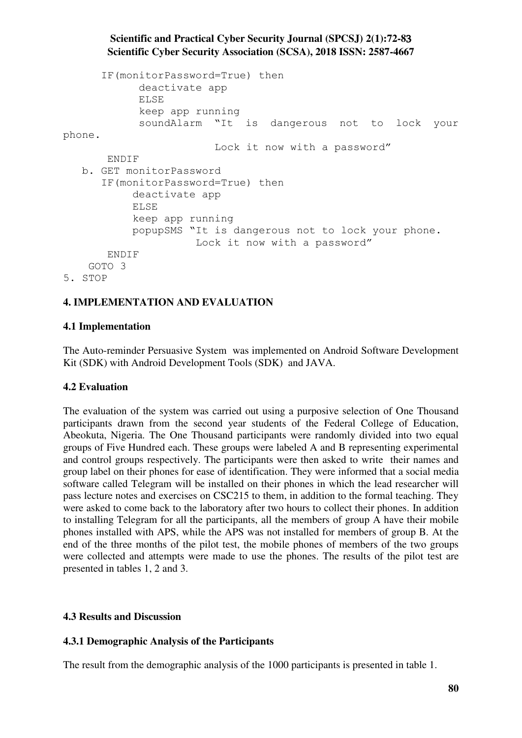```
      IF(monitorPassword=True) then
            deactivate app
            ELSE
            keep app running
            soundAlarm  "It  is  dangerous  not  to  lock  your
phone.
                        Lock it now with a password"
       ENDIF
   b. GET monitorPassword
      IF(monitorPassword=True) then
           deactivate app
           ELSE
           keep app running
           popupSMS "It is dangerous not to lock your phone.
                     Lock it now with a password"
       ENDIF
     GOTO 3
5. STOP
```

## 4. IMPLEMENTATION AND EVALUATION

### 4.1 Implementation

The Auto-reminder Persuasive System was implemented on Android Software Development Kit (SDK) with Android Development Tools (SDK) and JAVA.

### 4.2 Evaluation

The evaluation of the system was carried out using a purposive selection of One Thousand participants drawn from the second year students of the Federal College of Education, Abeokuta, Nigeria. The One Thousand participants were randomly divided into two equal groups of Five Hundred each. These groups were labeled A and B representing experimental and control groups respectively. The participants were then asked to write their names and group label on their phones for ease of identification. They were informed that a social media software called Telegram will be installed on their phones in which the lead researcher will pass lecture notes and exercises on CSC215 to them, in addition to the formal teaching. They were asked to come back to the laboratory after two hours to collect their phones. In addition to installing Telegram for all the participants, all the members of group A have their mobile phones installed with APS, while the APS was not installed for members of group B. At the end of the three months of the pilot test, the mobile phones of members of the two groups were collected and attempts were made to use the phones. The results of the pilot test are presented in tables 1, 2 and 3.

### 4.3 Results and Discussion

#### 4.3.1 Demographic Analysis of the Participants

The result from the demographic analysis of the 1000 participants is presented in table 1.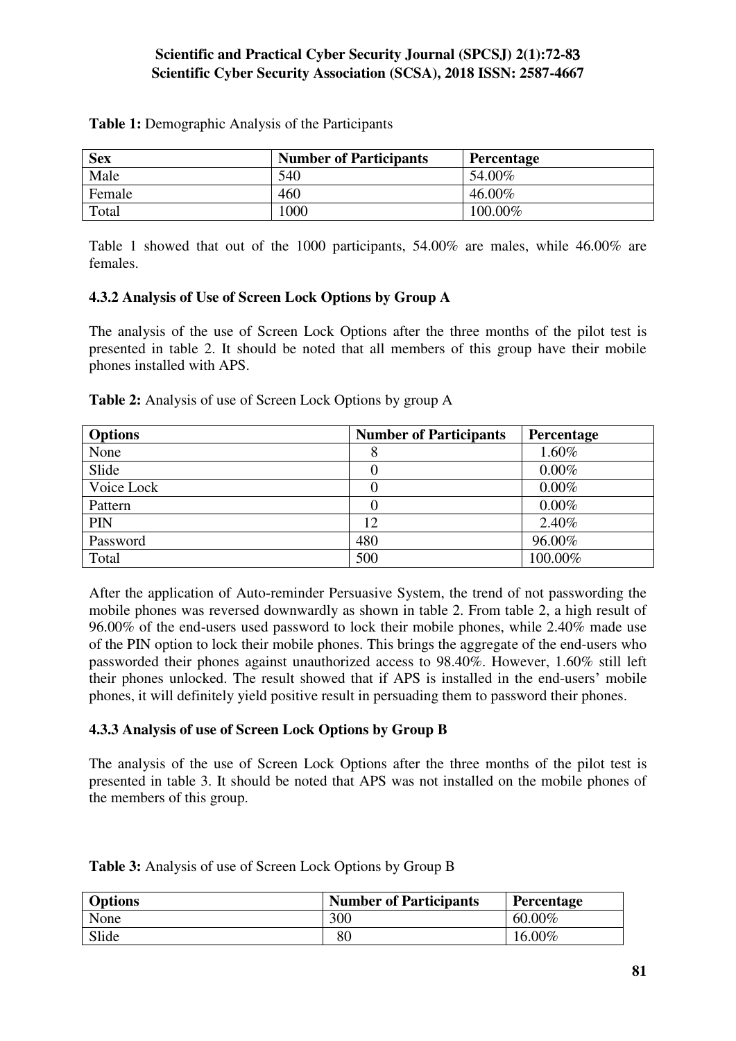**Table 1:** Demographic Analysis of the Participants

| Sex | Number of Participants | Percentage |
| --- | --- | --- |
| Male | 540 | 54.00% |
| Female | 460 | 46.00% |
| Total | 1000 | 100.00% |

Table 1 showed that out of the 1000 participants, 54.00% are males, while 46.00% are females.

### 4.3.2 Analysis of Use of Screen Lock Options by Group A

The analysis of the use of Screen Lock Options after the three months of the pilot test is presented in table 2. It should be noted that all members of this group have their mobile phones installed with APS.

**Table 2:** Analysis of use of Screen Lock Options by group A

| Options | Number of Participants | Percentage |
| --- | --- | --- |
| None | 8 | 1.60% |
| Slide | 0 | 0.00% |
| Voice Lock | 0 | 0.00% |
| Pattern | 0 | 0.00% |
| PIN | 12 | 2.40% |
| Password | 480 | 96.00% |
| Total | 500 | 100.00% |

After the application of Auto-reminder Persuasive System, the trend of not passwording the mobile phones was reversed downwardly as shown in table 2. From table 2, a high result of 96.00% of the end-users used password to lock their mobile phones, while 2.40% made use of the PIN option to lock their mobile phones. This brings the aggregate of the end-users who passworded their phones against unauthorized access to 98.40%. However, 1.60% still left their phones unlocked. The result showed that if APS is installed in the end-users' mobile phones, it will definitely yield positive result in persuading them to password their phones.

### 4.3.3 Analysis of use of Screen Lock Options by Group B

The analysis of the use of Screen Lock Options after the three months of the pilot test is presented in table 3. It should be noted that APS was not installed on the mobile phones of the members of this group.

**Table 3:** Analysis of use of Screen Lock Options by Group B

| Options | Number of Participants | Percentage |
| --- | --- | --- |
| None | 300 | 60.00% |
| Slide | 80 | 16.00% |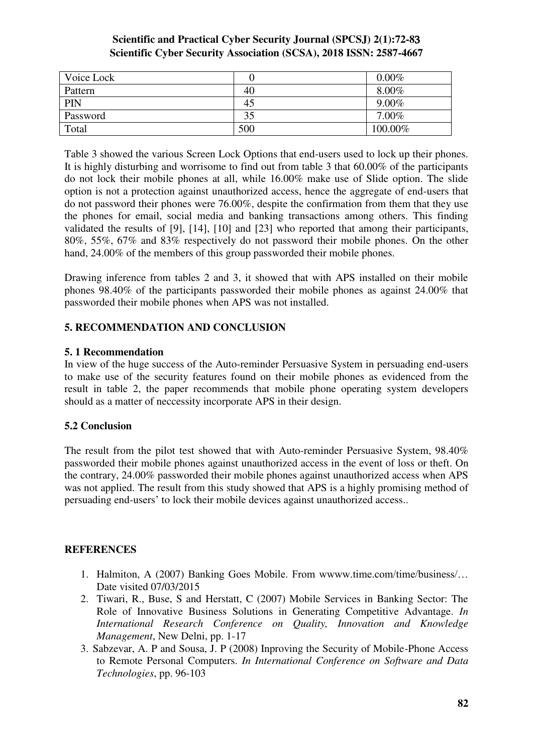| Voice Lock | 0 | 0.00% |
|---|---|---|
| Pattern | 40 | 8.00% |
| PIN | 45 | 9.00% |
| Password | 35 | 7.00% |
| Total | 500 | 100.00% |

Table 3 showed the various Screen Lock Options that end-users used to lock up their phones. It is highly disturbing and worrisome to find out from table 3 that 60.00% of the participants do not lock their mobile phones at all, while 16.00% make use of Slide option. The slide option is not a protection against unauthorized access, hence the aggregate of end-users that do not password their phones were 76.00%, despite the confirmation from them that they use the phones for email, social media and banking transactions among others. This finding validated the results of [9], [14], [10] and [23] who reported that among their participants, 80%, 55%, 67% and 83% respectively do not password their mobile phones. On the other hand, 24.00% of the members of this group passworded their mobile phones.

Drawing inference from tables 2 and 3, it showed that with APS installed on their mobile phones 98.40% of the participants passworded their mobile phones as against 24.00% that passworded their mobile phones when APS was not installed.

## 5. RECOMMENDATION AND CONCLUSION

### 5. 1 Recommendation

In view of the huge success of the Auto-reminder Persuasive System in persuading end-users to make use of the security features found on their mobile phones as evidenced from the result in table 2, the paper recommends that mobile phone operating system developers should as a matter of neccessity incorporate APS in their design.

### 5.2 Conclusion

The result from the pilot test showed that with Auto-reminder Persuasive System, 98.40% passworded their mobile phones against unauthorized access in the event of loss or theft. On the contrary, 24.00% passworded their mobile phones against unauthorized access when APS was not applied. The result from this study showed that APS is a highly promising method of persuading end-users' to lock their mobile devices against unauthorized access..

## REFERENCES

1. Halmiton, A (2007) Banking Goes Mobile. From wwww.time.com/time/business/… Date visited 07/03/2015
2. Tiwari, R., Buse, S and Herstatt, C (2007) Mobile Services in Banking Sector: The Role of Innovative Business Solutions in Generating Competitive Advantage. *In International Research Conference on Quality, Innovation and Knowledge Management*, New Delni, pp. 1-17
3. Sabzevar, A. P and Sousa, J. P (2008) Inproving the Security of Mobile-Phone Access to Remote Personal Computers. *In International Conference on Software and Data Technologies*, pp. 96-103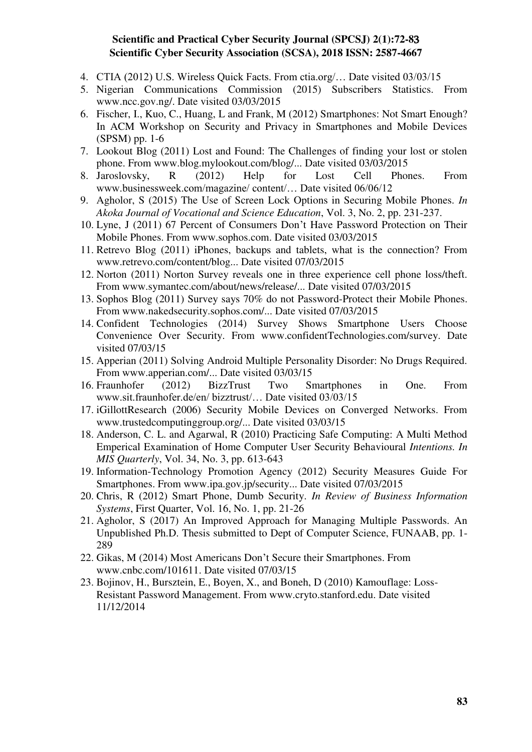4. CTIA (2012) U.S. Wireless Quick Facts. From ctia.org/… Date visited 03/03/15
5. Nigerian Communications Commission (2015) Subscribers Statistics. From www.ncc.gov.ng/. Date visited 03/03/2015
6. Fischer, I., Kuo, C., Huang, L and Frank, M (2012) Smartphones: Not Smart Enough? In ACM Workshop on Security and Privacy in Smartphones and Mobile Devices (SPSM) pp. 1-6
7. Lookout Blog (2011) Lost and Found: The Challenges of finding your lost or stolen phone. From www.blog.mylookout.com/blog/... Date visited 03/03/2015
8. Jaroslovsky, R (2012) Help for Lost Cell Phones. From www.businessweek.com/magazine/ content/… Date visited 06/06/12
9. Agholor, S (2015) The Use of Screen Lock Options in Securing Mobile Phones. *In Akoka Journal of Vocational and Science Education*, Vol. 3, No. 2, pp. 231-237.
10. Lyne, J (2011) 67 Percent of Consumers Don't Have Password Protection on Their Mobile Phones. From www.sophos.com. Date visited 03/03/2015
11. Retrevo Blog (2011) iPhones, backups and tablets, what is the connection? From www.retrevo.com/content/blog... Date visited 07/03/2015
12. Norton (2011) Norton Survey reveals one in three experience cell phone loss/theft. From www.symantec.com/about/news/release/... Date visited 07/03/2015
13. Sophos Blog (2011) Survey says 70% do not Password-Protect their Mobile Phones. From www.nakedsecurity.sophos.com/... Date visited 07/03/2015
14. Confident Technologies (2014) Survey Shows Smartphone Users Choose Convenience Over Security. From www.confidentTechnologies.com/survey. Date visited 07/03/15
15. Apperian (2011) Solving Android Multiple Personality Disorder: No Drugs Required. From www.apperian.com/... Date visited 03/03/15
16. Fraunhofer (2012) BizzTrust Two Smartphones in One. From www.sit.fraunhofer.de/en/ bizztrust/… Date visited 03/03/15
17. iGillottResearch (2006) Security Mobile Devices on Converged Networks. From www.trustedcomputinggroup.org/... Date visited 03/03/15
18. Anderson, C. L. and Agarwal, R (2010) Practicing Safe Computing: A Multi Method Emperical Examination of Home Computer User Security Behavioural *Intentions. In MIS Quarterly*, Vol. 34, No. 3, pp. 613-643
19. Information-Technology Promotion Agency (2012) Security Measures Guide For Smartphones. From www.ipa.gov.jp/security... Date visited 07/03/2015
20. Chris, R (2012) Smart Phone, Dumb Security. *In Review of Business Information Systems*, First Quarter, Vol. 16, No. 1, pp. 21-26
21. Agholor, S (2017) An Improved Approach for Managing Multiple Passwords. An Unpublished Ph.D. Thesis submitted to Dept of Computer Science, FUNAAB, pp. 1-289
22. Gikas, M (2014) Most Americans Don't Secure their Smartphones. From www.cnbc.com/101611. Date visited 07/03/15
23. Bojinov, H., Bursztein, E., Boyen, X., and Boneh, D (2010) Kamouflage: Loss-Resistant Password Management. From www.cryto.stanford.edu. Date visited 11/12/2014